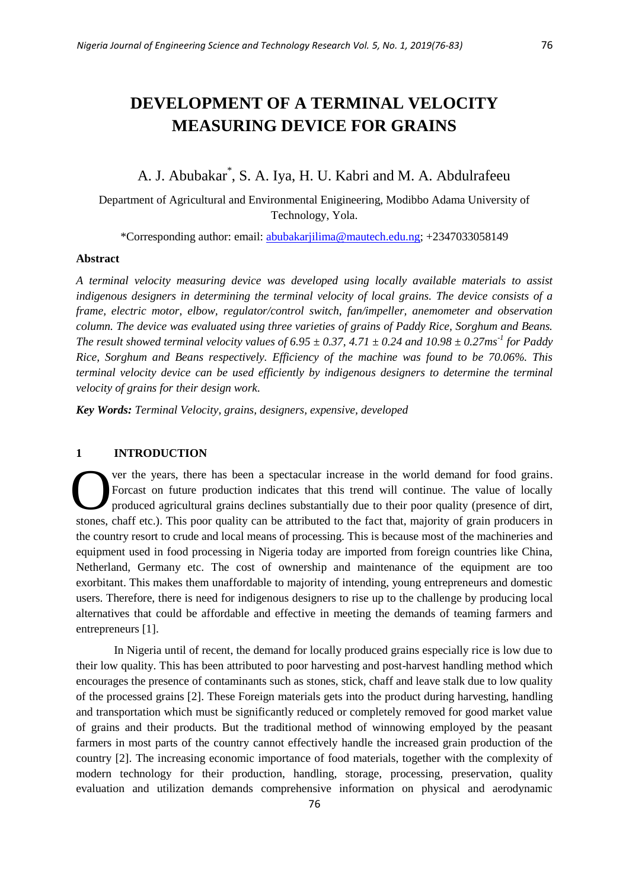# DEVELOPMENT OF A TERMINAL VELOCITY MEASURING DEVICE FOR GRAINS

A. J. Abubakar*, S. A. Iya, H. U. Kabri and M. A. Abdulrafeeu

Department of Agricultural and Environmental Enigineering, Modibbo Adama University of Technology, Yola.

*Corresponding author: email: abubakarjilima@mautech.edu.ng; +2347033058149

### Abstract

*A terminal velocity measuring device was developed using locally available materials to assist indigenous designers in determining the terminal velocity of local grains. The device consists of a frame, electric motor, elbow, regulator/control switch, fan/impeller, anemometer and observation column. The device was evaluated using three varieties of grains of Paddy Rice, Sorghum and Beans. The result showed terminal velocity values of $6.95 \pm 0.37$, $4.71 \pm 0.24$ and $10.98 \pm 0.27ms^{-1}$ for Paddy Rice, Sorghum and Beans respectively. Efficiency of the machine was found to be 70.06%. This terminal velocity device can be used efficiently by indigenous designers to determine the terminal velocity of grains for their design work.*

***Key Words:*** *Terminal Velocity, grains, designers, expensive, developed*

## 1 INTRODUCTION

Over the years, there has been a spectacular increase in the world demand for food grains. Forcast on future production indicates that this trend will continue. The value of locally produced agricultural grains declines substantially due to their poor quality (presence of dirt, stones, chaff etc.). This poor quality can be attributed to the fact that, majority of grain producers in the country resort to crude and local means of processing. This is because most of the machineries and equipment used in food processing in Nigeria today are imported from foreign countries like China, Netherland, Germany etc. The cost of ownership and maintenance of the equipment are too exorbitant. This makes them unaffordable to majority of intending, young entrepreneurs and domestic users. Therefore, there is need for indigenous designers to rise up to the challenge by producing local alternatives that could be affordable and effective in meeting the demands of teaming farmers and entrepreneurs [1].

In Nigeria until of recent, the demand for locally produced grains especially rice is low due to their low quality. This has been attributed to poor harvesting and post-harvest handling method which encourages the presence of contaminants such as stones, stick, chaff and leave stalk due to low quality of the processed grains [2]. These Foreign materials gets into the product during harvesting, handling and transportation which must be significantly reduced or completely removed for good market value of grains and their products. But the traditional method of winnowing employed by the peasant farmers in most parts of the country cannot effectively handle the increased grain production of the country [2]. The increasing economic importance of food materials, together with the complexity of modern technology for their production, handling, storage, processing, preservation, quality evaluation and utilization demands comprehensive information on physical and aerodynamic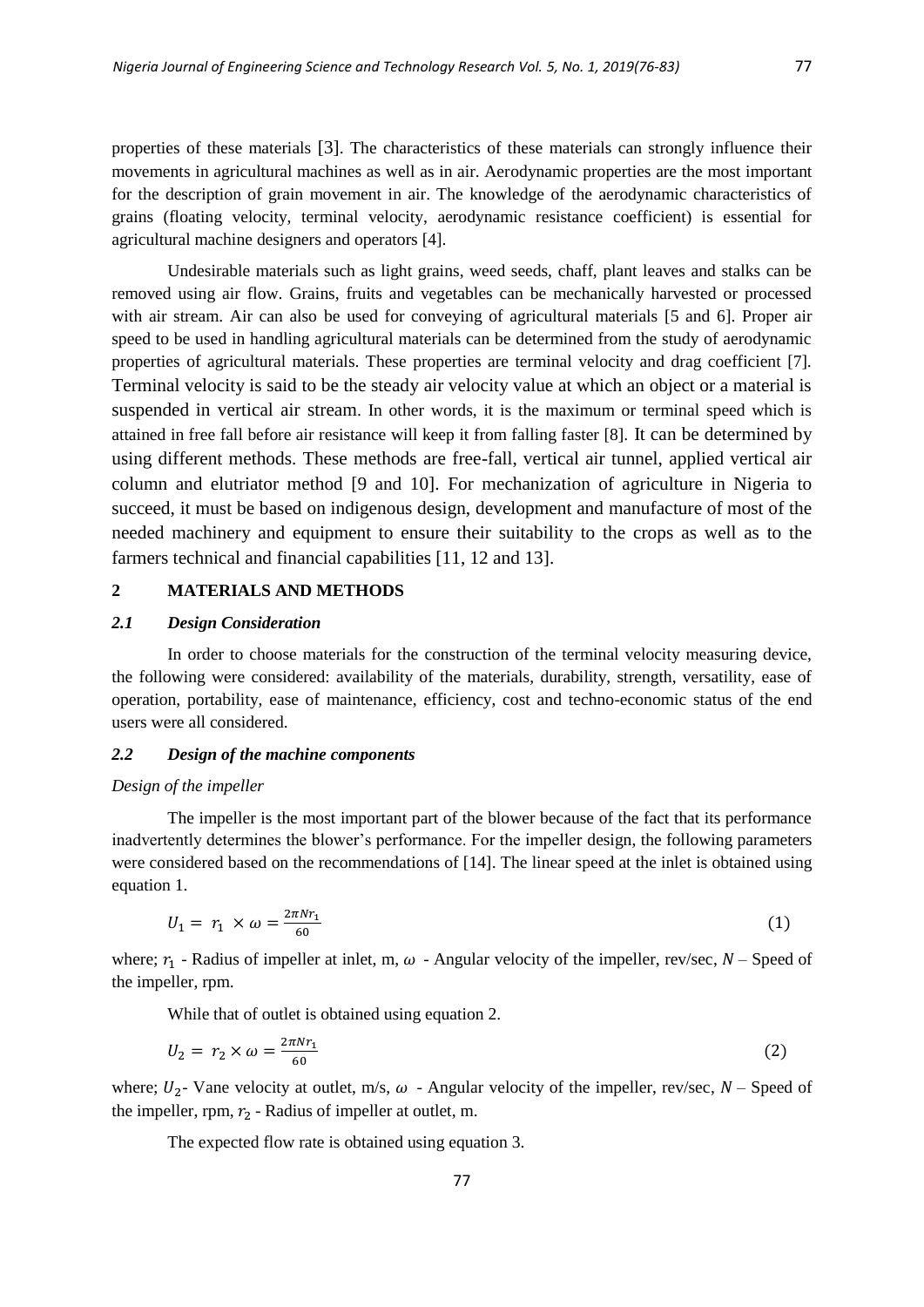properties of these materials [3]. The characteristics of these materials can strongly influence their movements in agricultural machines as well as in air. Aerodynamic properties are the most important for the description of grain movement in air. The knowledge of the aerodynamic characteristics of grains (floating velocity, terminal velocity, aerodynamic resistance coefficient) is essential for agricultural machine designers and operators [4].

Undesirable materials such as light grains, weed seeds, chaff, plant leaves and stalks can be removed using air flow. Grains, fruits and vegetables can be mechanically harvested or processed with air stream. Air can also be used for conveying of agricultural materials [5 and 6]. Proper air speed to be used in handling agricultural materials can be determined from the study of aerodynamic properties of agricultural materials. These properties are terminal velocity and drag coefficient [7]. Terminal velocity is said to be the steady air velocity value at which an object or a material is suspended in vertical air stream. In other words, it is the maximum or terminal speed which is attained in free fall before air resistance will keep it from falling faster [8]. It can be determined by using different methods. These methods are free-fall, vertical air tunnel, applied vertical air column and elutriator method [9 and 10]. For mechanization of agriculture in Nigeria to succeed, it must be based on indigenous design, development and manufacture of most of the needed machinery and equipment to ensure their suitability to the crops as well as to the farmers technical and financial capabilities [11, 12 and 13].

## 2 MATERIALS AND METHODS

### *2.1 Design Consideration*

In order to choose materials for the construction of the terminal velocity measuring device, the following were considered: availability of the materials, durability, strength, versatility, ease of operation, portability, ease of maintenance, efficiency, cost and techno-economic status of the end users were all considered.

### *2.2 Design of the machine components*

*Design of the impeller*

The impeller is the most important part of the blower because of the fact that its performance inadvertently determines the blower's performance. For the impeller design, the following parameters were considered based on the recommendations of [14]. The linear speed at the inlet is obtained using equation 1.

$$U_1 = r_1 \times \omega = \frac{2\pi N r_1}{60} \tag{1}$$

where; $r_1$ - Radius of impeller at inlet, m, $\omega$ - Angular velocity of the impeller, rev/sec, $N$ – Speed of the impeller, rpm.

While that of outlet is obtained using equation 2.

$$U_2 = r_2 \times \omega = \frac{2\pi N r_1}{60} \tag{2}$$

where; $U_2$- Vane velocity at outlet, m/s, $\omega$ - Angular velocity of the impeller, rev/sec, $N$ – Speed of the impeller, rpm, $r_2$ - Radius of impeller at outlet, m.

The expected flow rate is obtained using equation 3.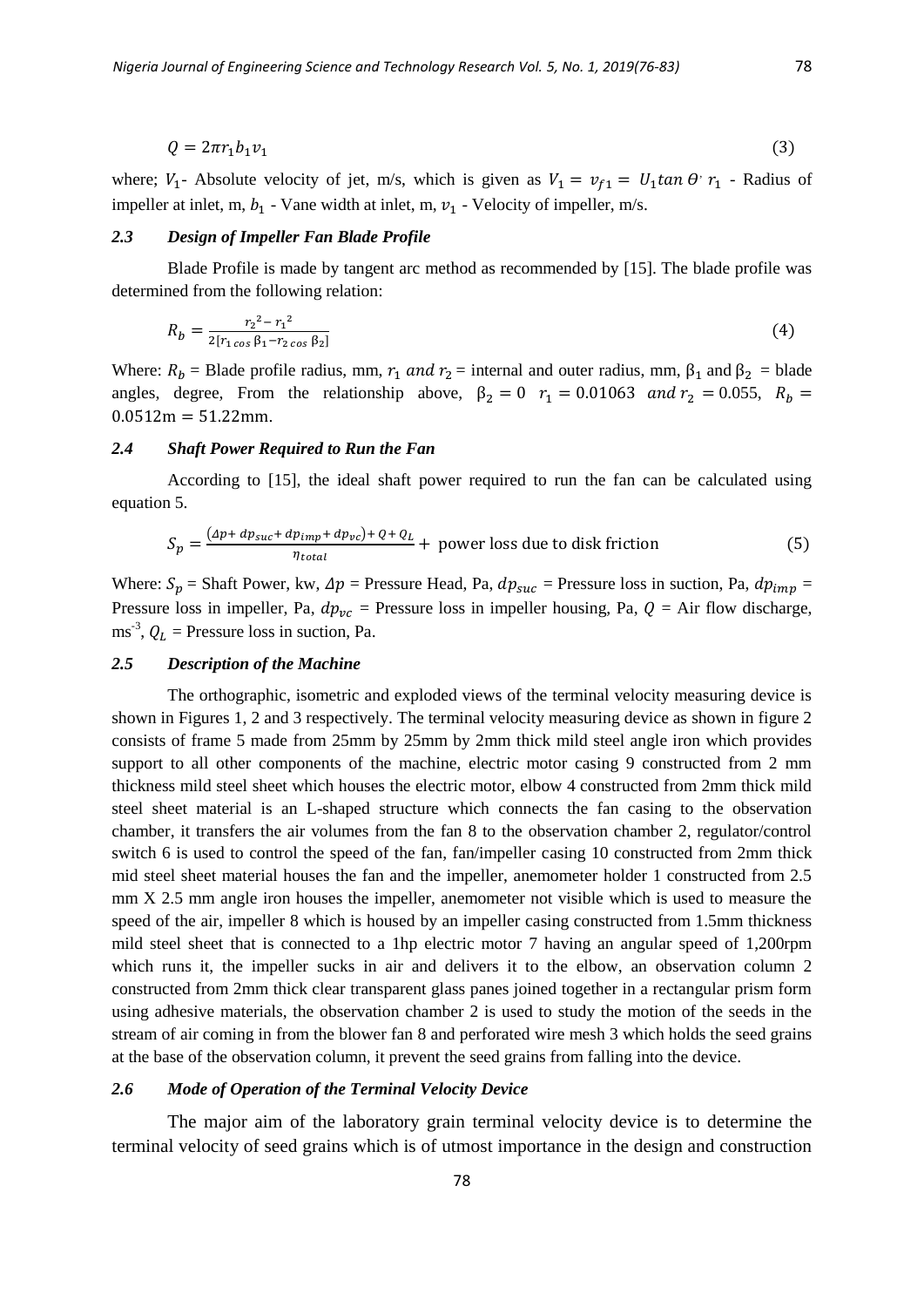$$Q = 2\pi r_1 b_1 v_1 \tag{3}$$

where; $V_1$- Absolute velocity of jet, m/s, which is given as $V_1 = v_{f1} = U_1 tan\,\theta$ $r_1$ - Radius of impeller at inlet, m, $b_1$ - Vane width at inlet, m, $v_1$ - Velocity of impeller, m/s.

### *2.3 Design of Impeller Fan Blade Profile*

Blade Profile is made by tangent arc method as recommended by [15]. The blade profile was determined from the following relation:

$$R_b = \frac{r_2{}^2 - r_1{}^2}{2[r_{1\,cos}\,\beta_1 - r_{2\,cos}\,\beta_2]} \tag{4}$$

Where: $R_b$ = Blade profile radius, mm, $r_1$ *and* $r_2$ = internal and outer radius, mm, $\beta_1$ and $\beta_2$ = blade angles, degree, From the relationship above, $\beta_2 = 0$ $r_1 = 0.01063$ *and* $r_2 = 0.055$, $R_b = 0.0512\text{m} = 51.22\text{mm}$.

### *2.4 Shaft Power Required to Run the Fan*

According to [15], the ideal shaft power required to run the fan can be calculated using equation 5.

$$S_p = \frac{(\Delta p + dp_{suc} + dp_{imp} + dp_{vc}) + Q + Q_L}{\eta_{total}} + \text{ power loss due to disk friction} \tag{5}$$

Where: $S_p$ = Shaft Power, kw, $\Delta p$ = Pressure Head, Pa, $dp_{suc}$ = Pressure loss in suction, Pa, $dp_{imp}$ = Pressure loss in impeller, Pa, $dp_{vc}$ = Pressure loss in impeller housing, Pa, $Q$ = Air flow discharge, $ms^{-3}$, $Q_L$ = Pressure loss in suction, Pa.

### *2.5 Description of the Machine*

The orthographic, isometric and exploded views of the terminal velocity measuring device is shown in Figures 1, 2 and 3 respectively. The terminal velocity measuring device as shown in figure 2 consists of frame 5 made from 25mm by 25mm by 2mm thick mild steel angle iron which provides support to all other components of the machine, electric motor casing 9 constructed from 2 mm thickness mild steel sheet which houses the electric motor, elbow 4 constructed from 2mm thick mild steel sheet material is an L-shaped structure which connects the fan casing to the observation chamber, it transfers the air volumes from the fan 8 to the observation chamber 2, regulator/control switch 6 is used to control the speed of the fan, fan/impeller casing 10 constructed from 2mm thick mid steel sheet material houses the fan and the impeller, anemometer holder 1 constructed from 2.5 mm X 2.5 mm angle iron houses the impeller, anemometer not visible which is used to measure the speed of the air, impeller 8 which is housed by an impeller casing constructed from 1.5mm thickness mild steel sheet that is connected to a 1hp electric motor 7 having an angular speed of 1,200rpm which runs it, the impeller sucks in air and delivers it to the elbow, an observation column 2 constructed from 2mm thick clear transparent glass panes joined together in a rectangular prism form using adhesive materials, the observation chamber 2 is used to study the motion of the seeds in the stream of air coming in from the blower fan 8 and perforated wire mesh 3 which holds the seed grains at the base of the observation column, it prevent the seed grains from falling into the device.

### *2.6 Mode of Operation of the Terminal Velocity Device*

The major aim of the laboratory grain terminal velocity device is to determine the terminal velocity of seed grains which is of utmost importance in the design and construction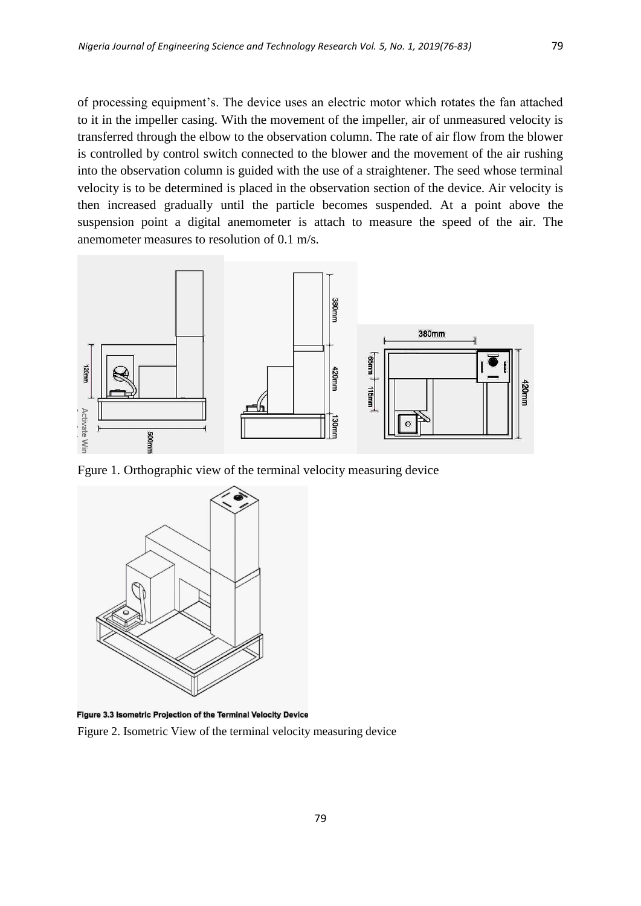of processing equipment's. The device uses an electric motor which rotates the fan attached to it in the impeller casing. With the movement of the impeller, air of unmeasured velocity is transferred through the elbow to the observation column. The rate of air flow from the blower is controlled by control switch connected to the blower and the movement of the air rushing into the observation column is guided with the use of a straightener. The seed whose terminal velocity is to be determined is placed in the observation section of the device. Air velocity is then increased gradually until the particle becomes suspended. At a point above the suspension point a digital anemometer is attach to measure the speed of the air. The anemometer measures to resolution of 0.1 m/s.

Fgure 1. Orthographic view of the terminal velocity measuring device

**Figure 3.3 Isometric Projection of the Terminal Velocity Device**

Figure 2. Isometric View of the terminal velocity measuring device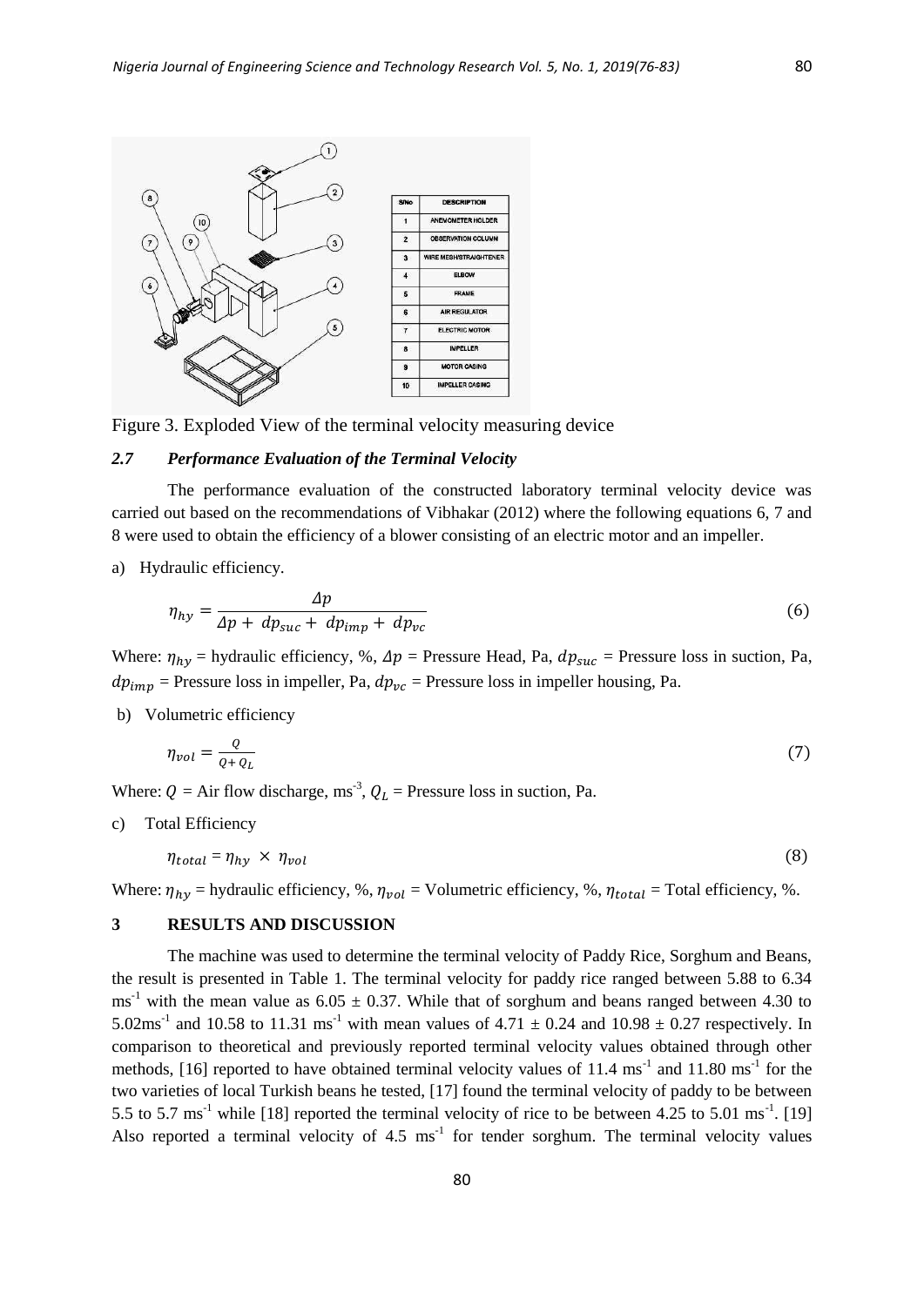| S/No | DESCRIPTION |
| --- | --- |
| 1 | ANEMOMETER HOLDER |
| 2 | OBSERVATION COLUMN |
| 3 | WIRE MESH/STRAIGHTENER |
| 4 | ELBOW |
| 5 | FRAME |
| 6 | AIR REGULATOR |
| 7 | ELECTRIC MOTOR |
| 8 | IMPELLER |
| 9 | MOTOR CASING |
| 10 | IMPELLER CASING |

Figure 3. Exploded View of the terminal velocity measuring device

### *2.7 Performance Evaluation of the Terminal Velocity*

The performance evaluation of the constructed laboratory terminal velocity device was carried out based on the recommendations of Vibhakar (2012) where the following equations 6, 7 and 8 were used to obtain the efficiency of a blower consisting of an electric motor and an impeller.

a) Hydraulic efficiency.

$$\eta_{hy} = \frac{\Delta p}{\Delta p + dp_{suc} + dp_{imp} + dp_{vc}} \tag{6}$$

Where: $\eta_{hy}$ = hydraulic efficiency, %, $\Delta p$ = Pressure Head, Pa, $dp_{suc}$ = Pressure loss in suction, Pa, $dp_{imp}$ = Pressure loss in impeller, Pa, $dp_{vc}$ = Pressure loss in impeller housing, Pa.

b) Volumetric efficiency

$$\eta_{vol} = \frac{Q}{Q + Q_L} \tag{7}$$

Where: $Q$ = Air flow discharge, ms$^{-3}$, $Q_L$ = Pressure loss in suction, Pa.

c) Total Efficiency

$$\eta_{total} = \eta_{hy} \times \eta_{vol} \tag{8}$$

Where: $\eta_{hy}$ = hydraulic efficiency, %, $\eta_{vol}$ = Volumetric efficiency, %, $\eta_{total}$ = Total efficiency, %.

## 3 RESULTS AND DISCUSSION

The machine was used to determine the terminal velocity of Paddy Rice, Sorghum and Beans, the result is presented in Table 1. The terminal velocity for paddy rice ranged between 5.88 to 6.34 ms$^{-1}$ with the mean value as $6.05 \pm 0.37$. While that of sorghum and beans ranged between 4.30 to 5.02ms$^{-1}$ and 10.58 to 11.31 ms$^{-1}$ with mean values of $4.71 \pm 0.24$ and $10.98 \pm 0.27$ respectively. In comparison to theoretical and previously reported terminal velocity values obtained through other methods, [16] reported to have obtained terminal velocity values of 11.4 ms$^{-1}$ and 11.80 ms$^{-1}$ for the two varieties of local Turkish beans he tested, [17] found the terminal velocity of paddy to be between 5.5 to 5.7 ms$^{-1}$ while [18] reported the terminal velocity of rice to be between 4.25 to 5.01 ms$^{-1}$. [19] Also reported a terminal velocity of 4.5 ms$^{-1}$ for tender sorghum. The terminal velocity values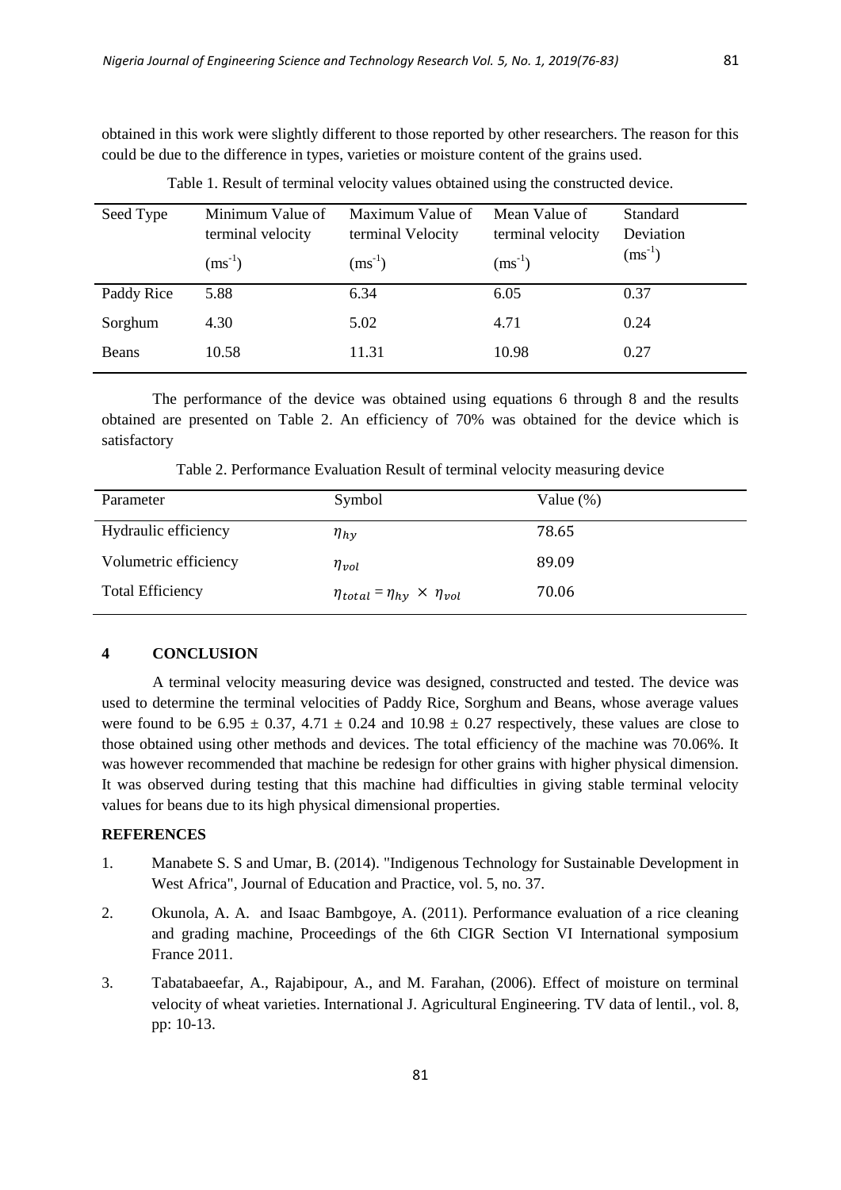obtained in this work were slightly different to those reported by other researchers. The reason for this could be due to the difference in types, varieties or moisture content of the grains used.

Table 1. Result of terminal velocity values obtained using the constructed device.

| Seed Type | Minimum Value of terminal velocity ($ms^{-1}$) | Maximum Value of terminal Velocity ($ms^{-1}$) | Mean Value of terminal velocity ($ms^{-1}$) | Standard Deviation ($ms^{-1}$) |
|---|---|---|---|---|
| Paddy Rice | 5.88 | 6.34 | 6.05 | 0.37 |
| Sorghum | 4.30 | 5.02 | 4.71 | 0.24 |
| Beans | 10.58 | 11.31 | 10.98 | 0.27 |

The performance of the device was obtained using equations 6 through 8 and the results obtained are presented on Table 2. An efficiency of 70% was obtained for the device which is satisfactory

Table 2. Performance Evaluation Result of terminal velocity measuring device

| Parameter | Symbol | Value (%) |
|---|---|---|
| Hydraulic efficiency | $\eta_{hy}$ | 78.65 |
| Volumetric efficiency | $\eta_{vol}$ | 89.09 |
| Total Efficiency | $\eta_{total} = \eta_{hy} \times \eta_{vol}$ | 70.06 |

## 4 CONCLUSION

A terminal velocity measuring device was designed, constructed and tested. The device was used to determine the terminal velocities of Paddy Rice, Sorghum and Beans, whose average values were found to be $6.95 \pm 0.37$, $4.71 \pm 0.24$ and $10.98 \pm 0.27$ respectively, these values are close to those obtained using other methods and devices. The total efficiency of the machine was 70.06%. It was however recommended that machine be redesign for other grains with higher physical dimension. It was observed during testing that this machine had difficulties in giving stable terminal velocity values for beans due to its high physical dimensional properties.

## REFERENCES

1. Manabete S. S and Umar, B. (2014). "Indigenous Technology for Sustainable Development in West Africa", Journal of Education and Practice, vol. 5, no. 37.
2. Okunola, A. A. and Isaac Bambgoye, A. (2011). Performance evaluation of a rice cleaning and grading machine, Proceedings of the 6th CIGR Section VI International symposium France 2011.
3. Tabatabaeefar, A., Rajabipour, A., and M. Farahan, (2006). Effect of moisture on terminal velocity of wheat varieties. International J. Agricultural Engineering. TV data of lentil., vol. 8, pp: 10-13.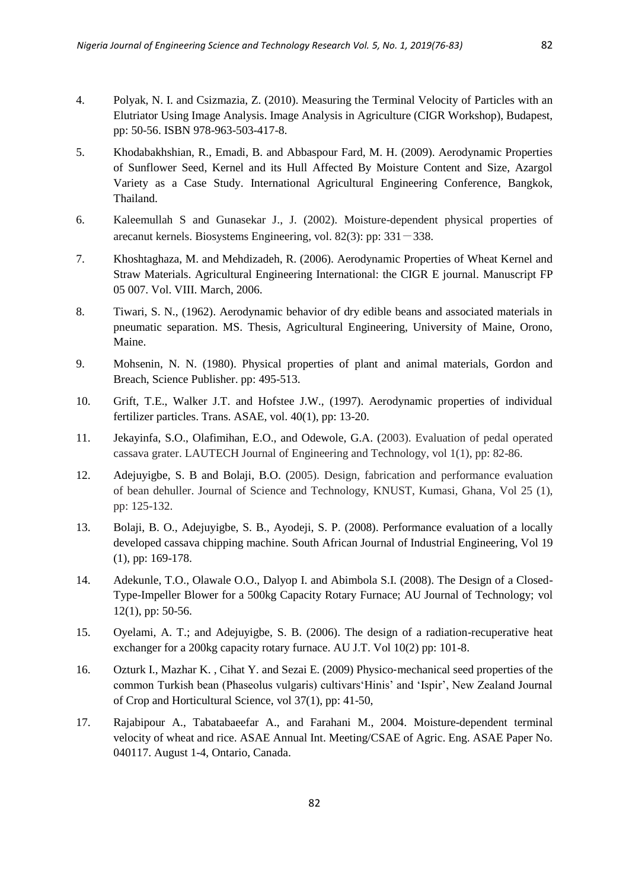4. Polyak, N. I. and Csizmazia, Z. (2010). Measuring the Terminal Velocity of Particles with an Elutriator Using Image Analysis. Image Analysis in Agriculture (CIGR Workshop), Budapest, pp: 50-56. ISBN 978-963-503-417-8.

5. Khodabakhshian, R., Emadi, B. and Abbaspour Fard, M. H. (2009). Aerodynamic Properties of Sunflower Seed, Kernel and its Hull Affected By Moisture Content and Size, Azargol Variety as a Case Study. International Agricultural Engineering Conference, Bangkok, Thailand.

6. Kaleemullah S and Gunasekar J., J. (2002). Moisture-dependent physical properties of arecanut kernels. Biosystems Engineering, vol. 82(3): pp: 331－338.

7. Khoshtaghaza, M. and Mehdizadeh, R. (2006). Aerodynamic Properties of Wheat Kernel and Straw Materials. Agricultural Engineering International: the CIGR E journal. Manuscript FP 05 007. Vol. VIII. March, 2006.

8. Tiwari, S. N., (1962). Aerodynamic behavior of dry edible beans and associated materials in pneumatic separation. MS. Thesis, Agricultural Engineering, University of Maine, Orono, Maine.

9. Mohsenin, N. N. (1980). Physical properties of plant and animal materials, Gordon and Breach, Science Publisher. pp: 495-513.

10. Grift, T.E., Walker J.T. and Hofstee J.W., (1997). Aerodynamic properties of individual fertilizer particles. Trans. ASAE, vol. 40(1), pp: 13-20.

11. Jekayinfa, S.O., Olafimihan, E.O., and Odewole, G.A. (2003). Evaluation of pedal operated cassava grater. LAUTECH Journal of Engineering and Technology, vol 1(1), pp: 82-86.

12. Adejuyigbe, S. B and Bolaji, B.O. (2005). Design, fabrication and performance evaluation of bean dehuller. Journal of Science and Technology, KNUST, Kumasi, Ghana, Vol 25 (1), pp: 125-132.

13. Bolaji, B. O., Adejuyigbe, S. B., Ayodeji, S. P. (2008). Performance evaluation of a locally developed cassava chipping machine. South African Journal of Industrial Engineering, Vol 19 (1), pp: 169-178.

14. Adekunle, T.O., Olawale O.O., Dalyop I. and Abimbola S.I. (2008). The Design of a Closed-Type-Impeller Blower for a 500kg Capacity Rotary Furnace; AU Journal of Technology; vol 12(1), pp: 50-56.

15. Oyelami, A. T.; and Adejuyigbe, S. B. (2006). The design of a radiation-recuperative heat exchanger for a 200kg capacity rotary furnace. AU J.T. Vol 10(2) pp: 101-8.

16. Ozturk I., Mazhar K. , Cihat Y. and Sezai E. (2009) Physico‑mechanical seed properties of the common Turkish bean (Phaseolus vulgaris) cultivars'Hinis' and 'Ispir', New Zealand Journal of Crop and Horticultural Science, vol 37(1), pp: 41-50,

17. Rajabipour A., Tabatabaeefar A., and Farahani M., 2004. Moisture-dependent terminal velocity of wheat and rice. ASAE Annual Int. Meeting/CSAE of Agric. Eng. ASAE Paper No. 040117. August 1-4, Ontario, Canada.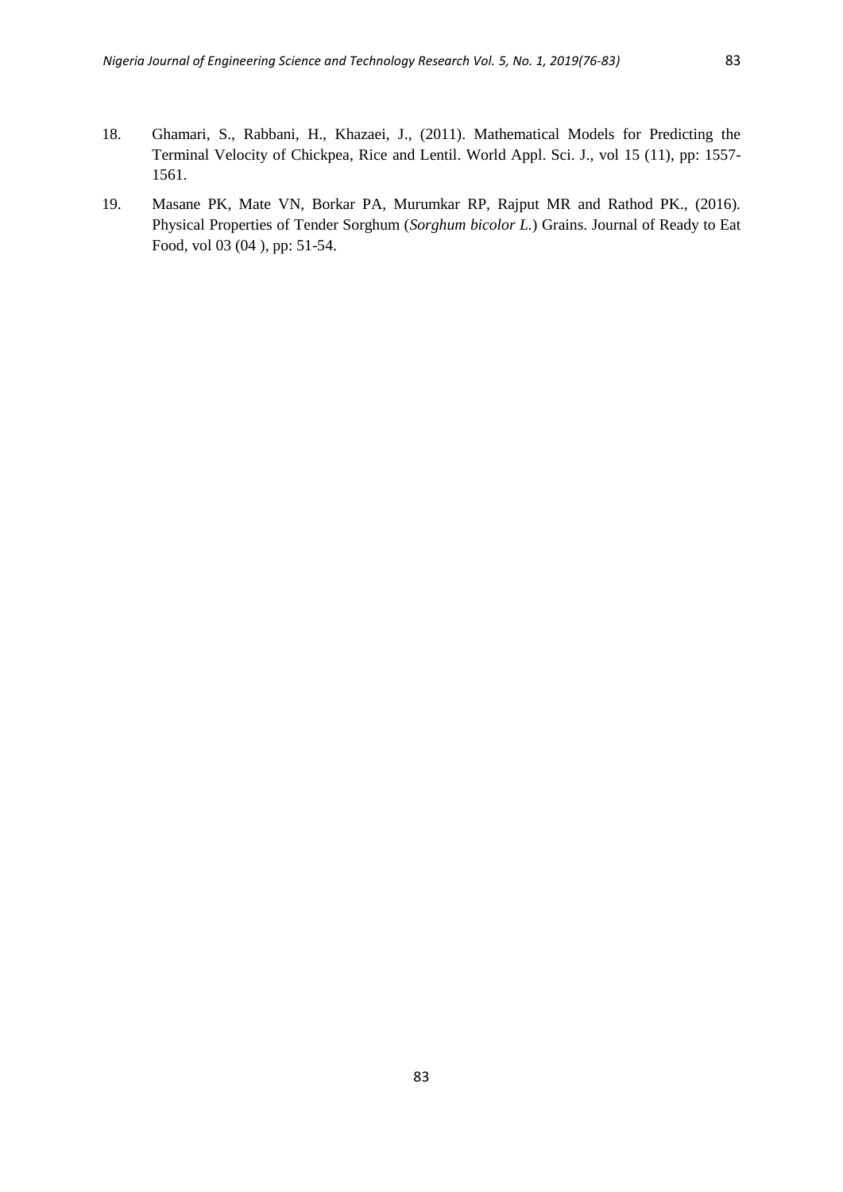18. Ghamari, S., Rabbani, H., Khazaei, J., (2011). Mathematical Models for Predicting the Terminal Velocity of Chickpea, Rice and Lentil. World Appl. Sci. J., vol 15 (11), pp: 1557-1561.

19. Masane PK, Mate VN, Borkar PA, Murumkar RP, Rajput MR and Rathod PK., (2016). Physical Properties of Tender Sorghum (*Sorghum bicolor L.*) Grains. Journal of Ready to Eat Food, vol 03 (04 ), pp: 51-54.